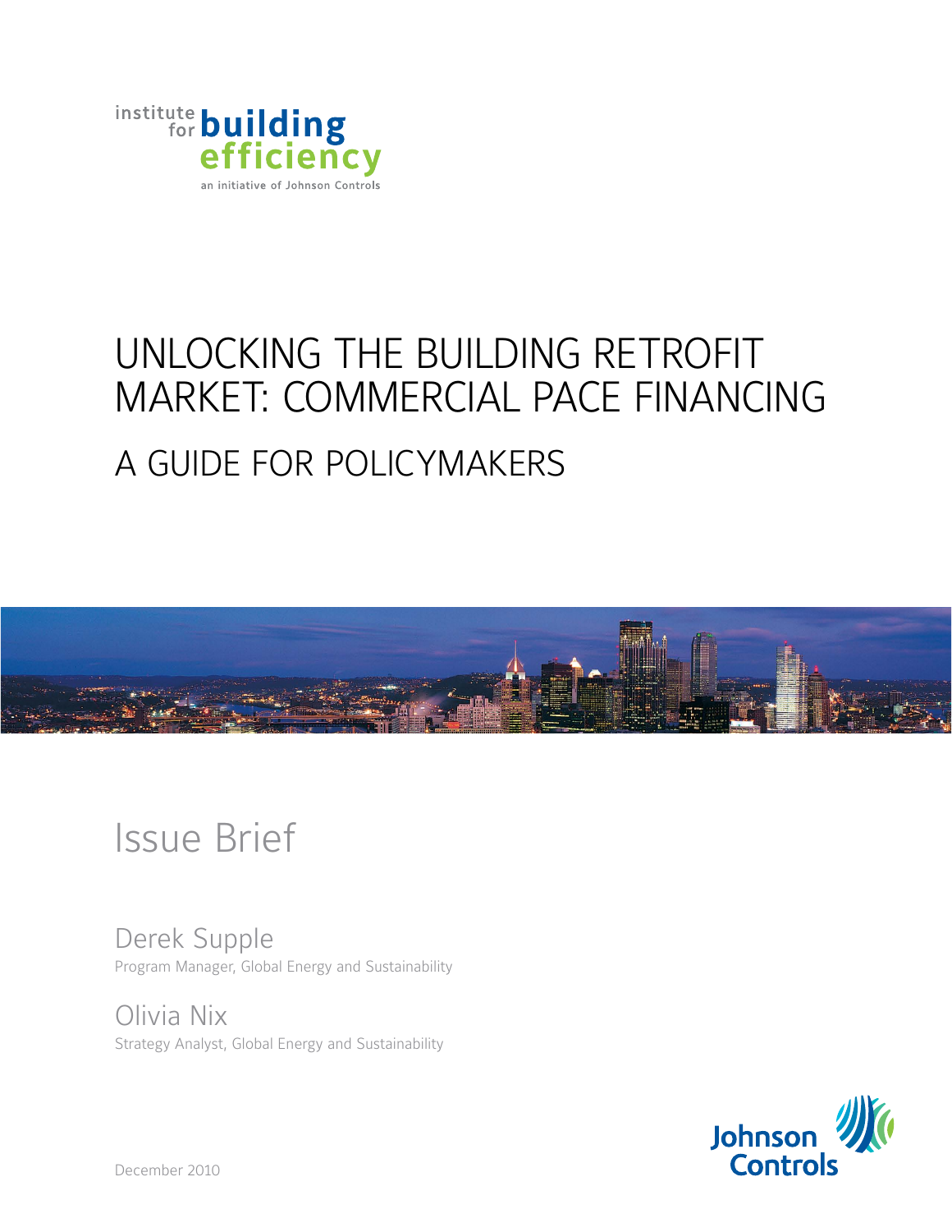institute for building efficiency

an initiative of Johnson Controls

# UNLOCKING THE BUILDING RETROFIT MARKET: COMMERCIAL PACE FINANCING

## A GUIDE FOR POLICYMAKERS

Issue Brief

Derek Supple
Program Manager, Global Energy and Sustainability

Olivia Nix
Strategy Analyst, Global Energy and Sustainability

Johnson Controls

December 2010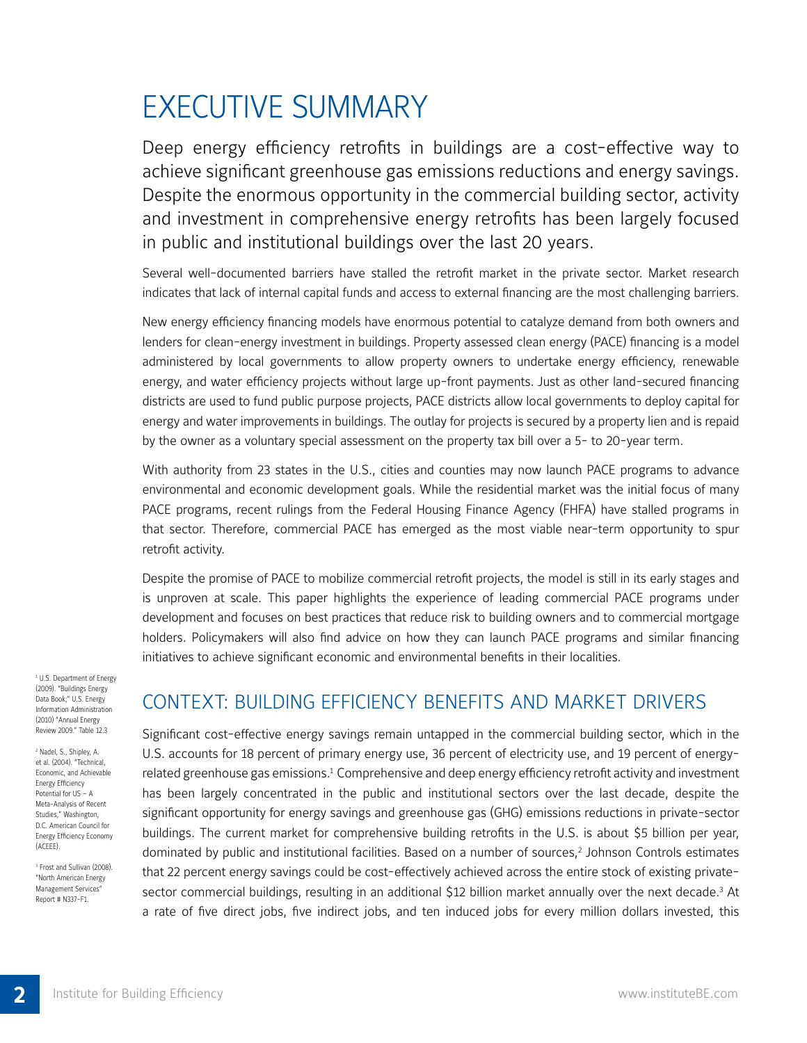# EXECUTIVE SUMMARY

Deep energy efficiency retrofits in buildings are a cost-effective way to achieve significant greenhouse gas emissions reductions and energy savings. Despite the enormous opportunity in the commercial building sector, activity and investment in comprehensive energy retrofits has been largely focused in public and institutional buildings over the last 20 years.

Several well-documented barriers have stalled the retrofit market in the private sector. Market research indicates that lack of internal capital funds and access to external financing are the most challenging barriers.

New energy efficiency financing models have enormous potential to catalyze demand from both owners and lenders for clean-energy investment in buildings. Property assessed clean energy (PACE) financing is a model administered by local governments to allow property owners to undertake energy efficiency, renewable energy, and water efficiency projects without large up-front payments. Just as other land-secured financing districts are used to fund public purpose projects, PACE districts allow local governments to deploy capital for energy and water improvements in buildings. The outlay for projects is secured by a property lien and is repaid by the owner as a voluntary special assessment on the property tax bill over a 5- to 20-year term.

With authority from 23 states in the U.S., cities and counties may now launch PACE programs to advance environmental and economic development goals. While the residential market was the initial focus of many PACE programs, recent rulings from the Federal Housing Finance Agency (FHFA) have stalled programs in that sector. Therefore, commercial PACE has emerged as the most viable near-term opportunity to spur retrofit activity.

Despite the promise of PACE to mobilize commercial retrofit projects, the model is still in its early stages and is unproven at scale. This paper highlights the experience of leading commercial PACE programs under development and focuses on best practices that reduce risk to building owners and to commercial mortgage holders. Policymakers will also find advice on how they can launch PACE programs and similar financing initiatives to achieve significant economic and environmental benefits in their localities.

## CONTEXT: BUILDING EFFICIENCY BENEFITS AND MARKET DRIVERS

Significant cost-effective energy savings remain untapped in the commercial building sector, which in the U.S. accounts for 18 percent of primary energy use, 36 percent of electricity use, and 19 percent of energy-related greenhouse gas emissions.[1] Comprehensive and deep energy efficiency retrofit activity and investment has been largely concentrated in the public and institutional sectors over the last decade, despite the significant opportunity for energy savings and greenhouse gas (GHG) emissions reductions in private-sector buildings. The current market for comprehensive building retrofits in the U.S. is about $5 billion per year, dominated by public and institutional facilities. Based on a number of sources,[2] Johnson Controls estimates that 22 percent energy savings could be cost-effectively achieved across the entire stock of existing private-sector commercial buildings, resulting in an additional $12 billion market annually over the next decade.[3] At a rate of five direct jobs, five indirect jobs, and ten induced jobs for every million dollars invested, this

[1] U.S. Department of Energy (2009). "Buildings Energy Data Book;" U.S. Energy Information Administration (2010) "Annual Energy Review 2009." Table 12.3

[2] Nadel, S., Shipley, A. et al. (2004). "Technical, Economic, and Achievable Energy Efficiency Potential for US – A Meta-Analysis of Recent Studies," Washington, D.C. American Council for Energy Efficiency Economy (ACEEE).

[3] Frost and Sullivan (2008). "North American Energy Management Services" Report # N337-F1.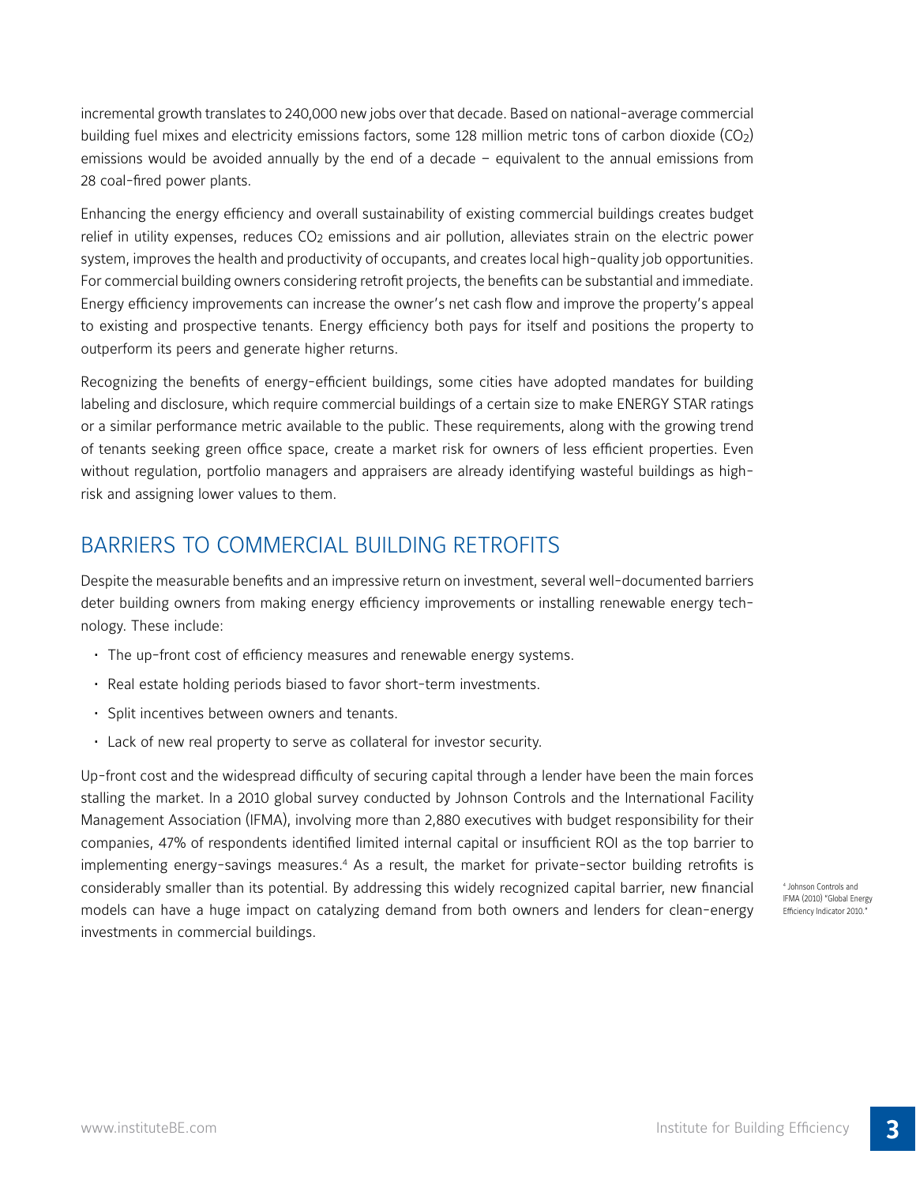incremental growth translates to 240,000 new jobs over that decade. Based on national-average commercial building fuel mixes and electricity emissions factors, some 128 million metric tons of carbon dioxide ($CO_2$) emissions would be avoided annually by the end of a decade – equivalent to the annual emissions from 28 coal-fired power plants.

Enhancing the energy efficiency and overall sustainability of existing commercial buildings creates budget relief in utility expenses, reduces $CO_2$ emissions and air pollution, alleviates strain on the electric power system, improves the health and productivity of occupants, and creates local high-quality job opportunities. For commercial building owners considering retrofit projects, the benefits can be substantial and immediate. Energy efficiency improvements can increase the owner's net cash flow and improve the property's appeal to existing and prospective tenants. Energy efficiency both pays for itself and positions the property to outperform its peers and generate higher returns.

Recognizing the benefits of energy-efficient buildings, some cities have adopted mandates for building labeling and disclosure, which require commercial buildings of a certain size to make ENERGY STAR ratings or a similar performance metric available to the public. These requirements, along with the growing trend of tenants seeking green office space, create a market risk for owners of less efficient properties. Even without regulation, portfolio managers and appraisers are already identifying wasteful buildings as high-risk and assigning lower values to them.

## BARRIERS TO COMMERCIAL BUILDING RETROFITS

Despite the measurable benefits and an impressive return on investment, several well-documented barriers deter building owners from making energy efficiency improvements or installing renewable energy technology. These include:

- The up-front cost of efficiency measures and renewable energy systems.
- Real estate holding periods biased to favor short-term investments.
- Split incentives between owners and tenants.
- Lack of new real property to serve as collateral for investor security.

Up-front cost and the widespread difficulty of securing capital through a lender have been the main forces stalling the market. In a 2010 global survey conducted by Johnson Controls and the International Facility Management Association (IFMA), involving more than 2,880 executives with budget responsibility for their companies, 47% of respondents identified limited internal capital or insufficient ROI as the top barrier to implementing energy-savings measures.[4] As a result, the market for private-sector building retrofits is considerably smaller than its potential. By addressing this widely recognized capital barrier, new financial models can have a huge impact on catalyzing demand from both owners and lenders for clean-energy investments in commercial buildings.

[4] Johnson Controls and IFMA (2010) "Global Energy Efficiency Indicator 2010."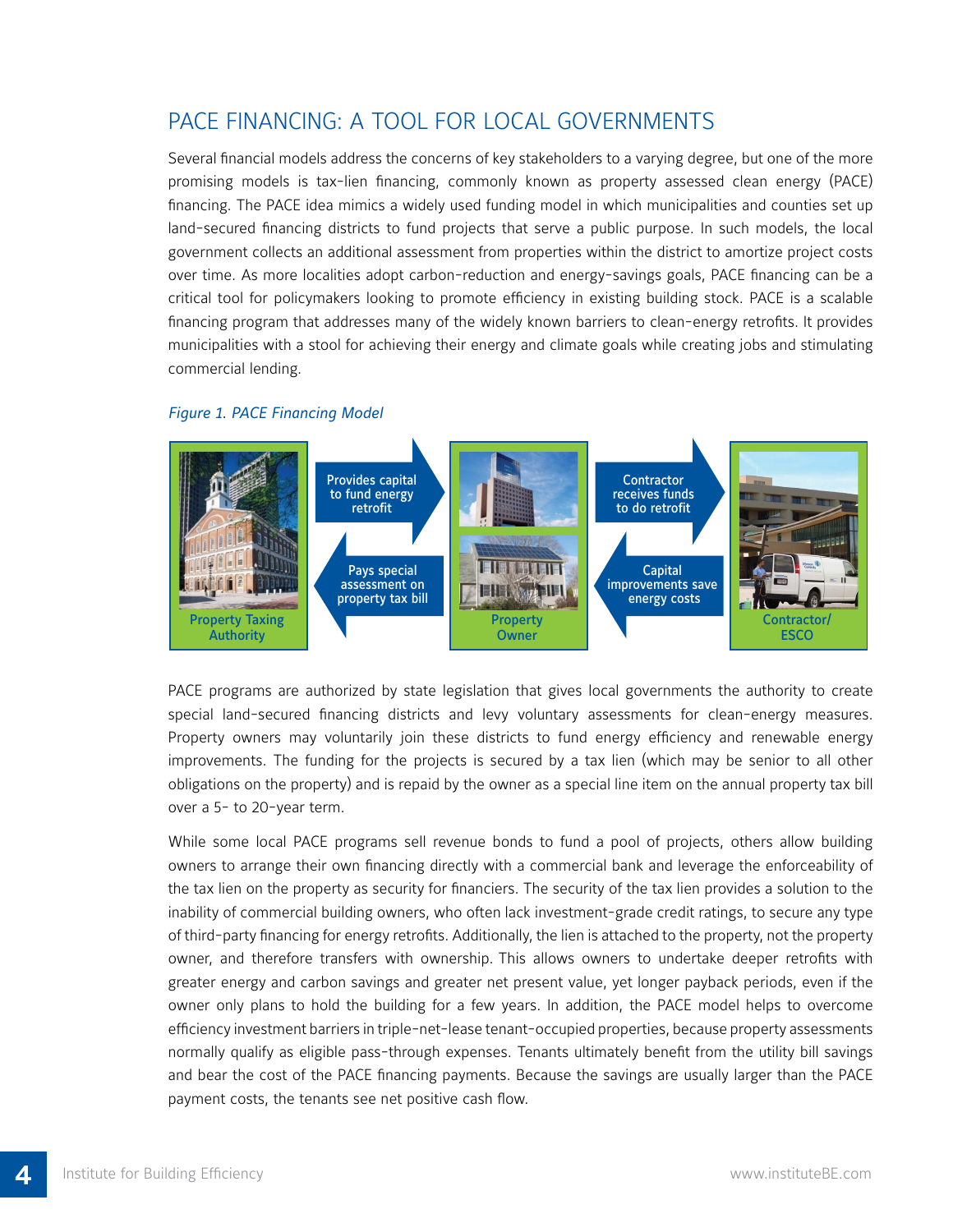## PACE FINANCING: A TOOL FOR LOCAL GOVERNMENTS

Several financial models address the concerns of key stakeholders to a varying degree, but one of the more promising models is tax-lien financing, commonly known as property assessed clean energy (PACE) financing. The PACE idea mimics a widely used funding model in which municipalities and counties set up land-secured financing districts to fund projects that serve a public purpose. In such models, the local government collects an additional assessment from properties within the district to amortize project costs over time. As more localities adopt carbon-reduction and energy-savings goals, PACE financing can be a critical tool for policymakers looking to promote efficiency in existing building stock. PACE is a scalable financing program that addresses many of the widely known barriers to clean-energy retrofits. It provides municipalities with a stool for achieving their energy and climate goals while creating jobs and stimulating commercial lending.

*Figure 1. PACE Financing Model*

Property Taxing Authority → Provides capital to fund energy retrofit → Property Owner → Contractor receives funds to do retrofit → Contractor/ESCO

Contractor/ESCO → Capital improvements save energy costs → Property Owner → Pays special assessment on property tax bill → Property Taxing Authority

PACE programs are authorized by state legislation that gives local governments the authority to create special land-secured financing districts and levy voluntary assessments for clean-energy measures. Property owners may voluntarily join these districts to fund energy efficiency and renewable energy improvements. The funding for the projects is secured by a tax lien (which may be senior to all other obligations on the property) and is repaid by the owner as a special line item on the annual property tax bill over a 5- to 20-year term.

While some local PACE programs sell revenue bonds to fund a pool of projects, others allow building owners to arrange their own financing directly with a commercial bank and leverage the enforceability of the tax lien on the property as security for financiers. The security of the tax lien provides a solution to the inability of commercial building owners, who often lack investment-grade credit ratings, to secure any type of third-party financing for energy retrofits. Additionally, the lien is attached to the property, not the property owner, and therefore transfers with ownership. This allows owners to undertake deeper retrofits with greater energy and carbon savings and greater net present value, yet longer payback periods, even if the owner only plans to hold the building for a few years. In addition, the PACE model helps to overcome efficiency investment barriers in triple-net-lease tenant-occupied properties, because property assessments normally qualify as eligible pass-through expenses. Tenants ultimately benefit from the utility bill savings and bear the cost of the PACE financing payments. Because the savings are usually larger than the PACE payment costs, the tenants see net positive cash flow.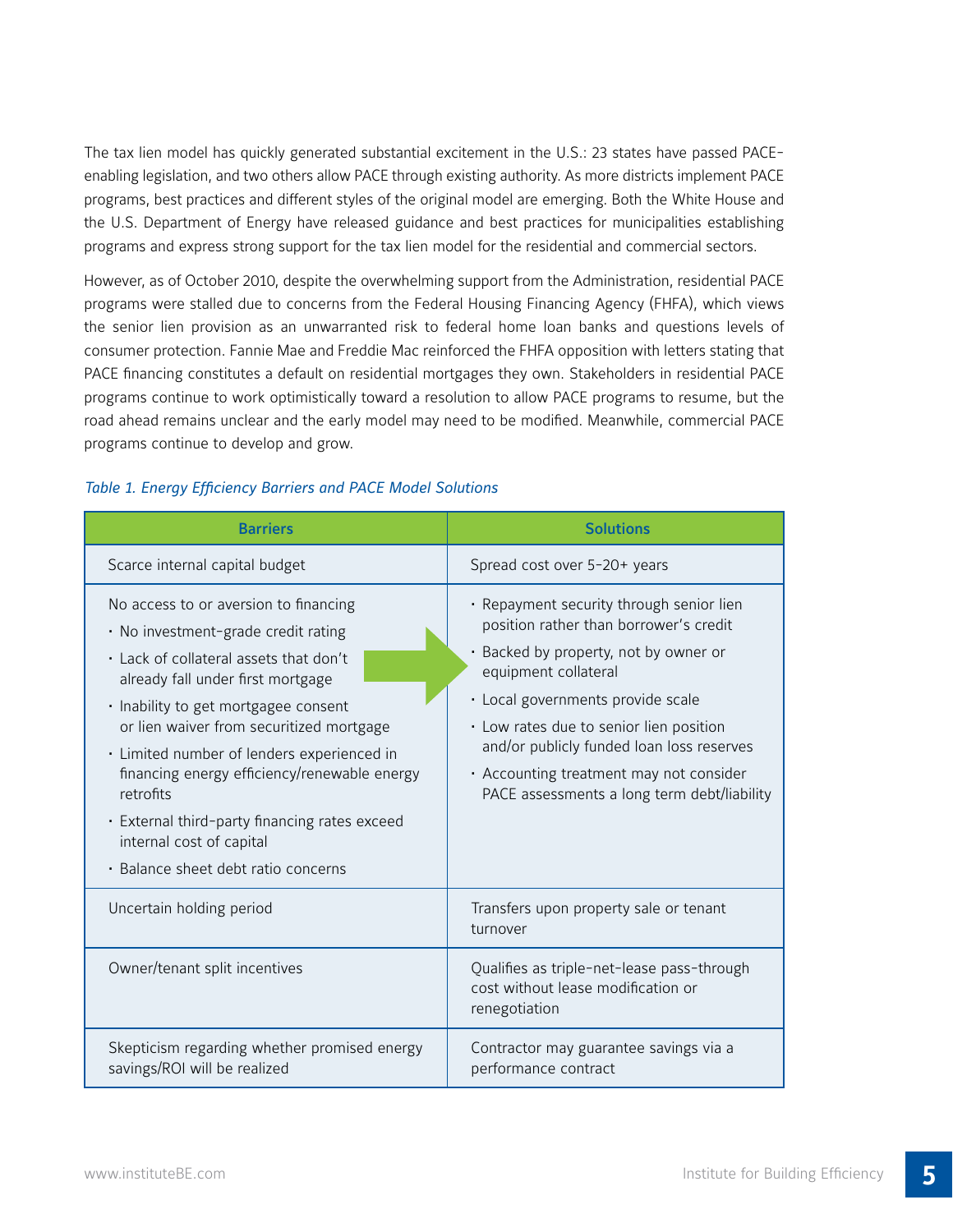The tax lien model has quickly generated substantial excitement in the U.S.: 23 states have passed PACE-enabling legislation, and two others allow PACE through existing authority. As more districts implement PACE programs, best practices and different styles of the original model are emerging. Both the White House and the U.S. Department of Energy have released guidance and best practices for municipalities establishing programs and express strong support for the tax lien model for the residential and commercial sectors.

However, as of October 2010, despite the overwhelming support from the Administration, residential PACE programs were stalled due to concerns from the Federal Housing Financing Agency (FHFA), which views the senior lien provision as an unwarranted risk to federal home loan banks and questions levels of consumer protection. Fannie Mae and Freddie Mac reinforced the FHFA opposition with letters stating that PACE financing constitutes a default on residential mortgages they own. Stakeholders in residential PACE programs continue to work optimistically toward a resolution to allow PACE programs to resume, but the road ahead remains unclear and the early model may need to be modified. Meanwhile, commercial PACE programs continue to develop and grow.

*Table 1. Energy Efficiency Barriers and PACE Model Solutions*

| Barriers | Solutions |
|---|---|
| Scarce internal capital budget | Spread cost over 5-20+ years |
| No access to or aversion to financing<br>• No investment-grade credit rating<br>• Lack of collateral assets that don't already fall under first mortgage<br>• Inability to get mortgagee consent or lien waiver from securitized mortgage<br>• Limited number of lenders experienced in financing energy efficiency/renewable energy retrofits<br>• External third-party financing rates exceed internal cost of capital<br>• Balance sheet debt ratio concerns | • Repayment security through senior lien position rather than borrower's credit<br>• Backed by property, not by owner or equipment collateral<br>• Local governments provide scale<br>• Low rates due to senior lien position and/or publicly funded loan loss reserves<br>• Accounting treatment may not consider PACE assessments a long term debt/liability |
| Uncertain holding period | Transfers upon property sale or tenant turnover |
| Owner/tenant split incentives | Qualifies as triple-net-lease pass-through cost without lease modification or renegotiation |
| Skepticism regarding whether promised energy savings/ROI will be realized | Contractor may guarantee savings via a performance contract |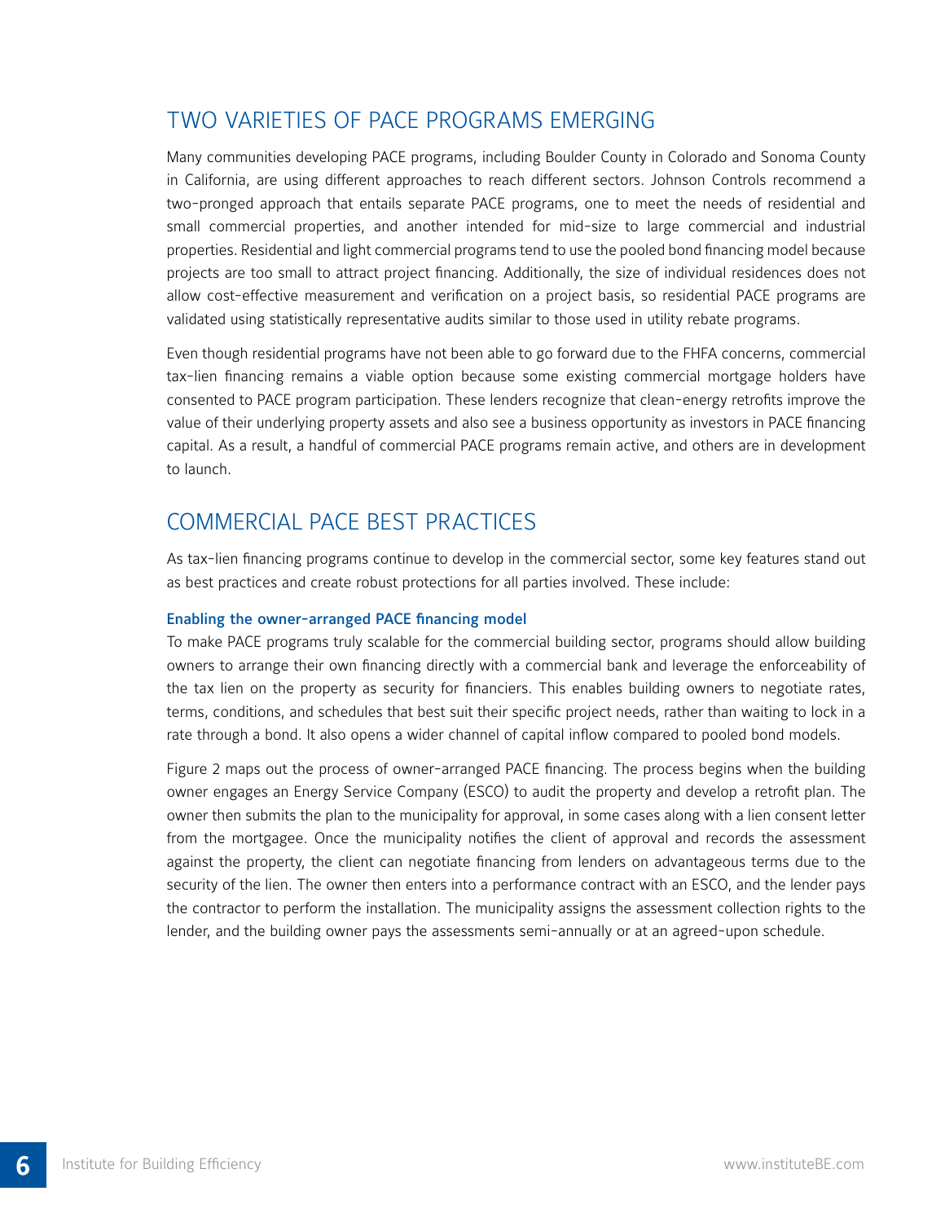## TWO VARIETIES OF PACE PROGRAMS EMERGING

Many communities developing PACE programs, including Boulder County in Colorado and Sonoma County in California, are using different approaches to reach different sectors. Johnson Controls recommend a two-pronged approach that entails separate PACE programs, one to meet the needs of residential and small commercial properties, and another intended for mid-size to large commercial and industrial properties. Residential and light commercial programs tend to use the pooled bond financing model because projects are too small to attract project financing. Additionally, the size of individual residences does not allow cost-effective measurement and verification on a project basis, so residential PACE programs are validated using statistically representative audits similar to those used in utility rebate programs.

Even though residential programs have not been able to go forward due to the FHFA concerns, commercial tax-lien financing remains a viable option because some existing commercial mortgage holders have consented to PACE program participation. These lenders recognize that clean-energy retrofits improve the value of their underlying property assets and also see a business opportunity as investors in PACE financing capital. As a result, a handful of commercial PACE programs remain active, and others are in development to launch.

## COMMERCIAL PACE BEST PRACTICES

As tax-lien financing programs continue to develop in the commercial sector, some key features stand out as best practices and create robust protections for all parties involved. These include:

**Enabling the owner-arranged PACE financing model**

To make PACE programs truly scalable for the commercial building sector, programs should allow building owners to arrange their own financing directly with a commercial bank and leverage the enforceability of the tax lien on the property as security for financiers. This enables building owners to negotiate rates, terms, conditions, and schedules that best suit their specific project needs, rather than waiting to lock in a rate through a bond. It also opens a wider channel of capital inflow compared to pooled bond models.

Figure 2 maps out the process of owner-arranged PACE financing. The process begins when the building owner engages an Energy Service Company (ESCO) to audit the property and develop a retrofit plan. The owner then submits the plan to the municipality for approval, in some cases along with a lien consent letter from the mortgagee. Once the municipality notifies the client of approval and records the assessment against the property, the client can negotiate financing from lenders on advantageous terms due to the security of the lien. The owner then enters into a performance contract with an ESCO, and the lender pays the contractor to perform the installation. The municipality assigns the assessment collection rights to the lender, and the building owner pays the assessments semi-annually or at an agreed-upon schedule.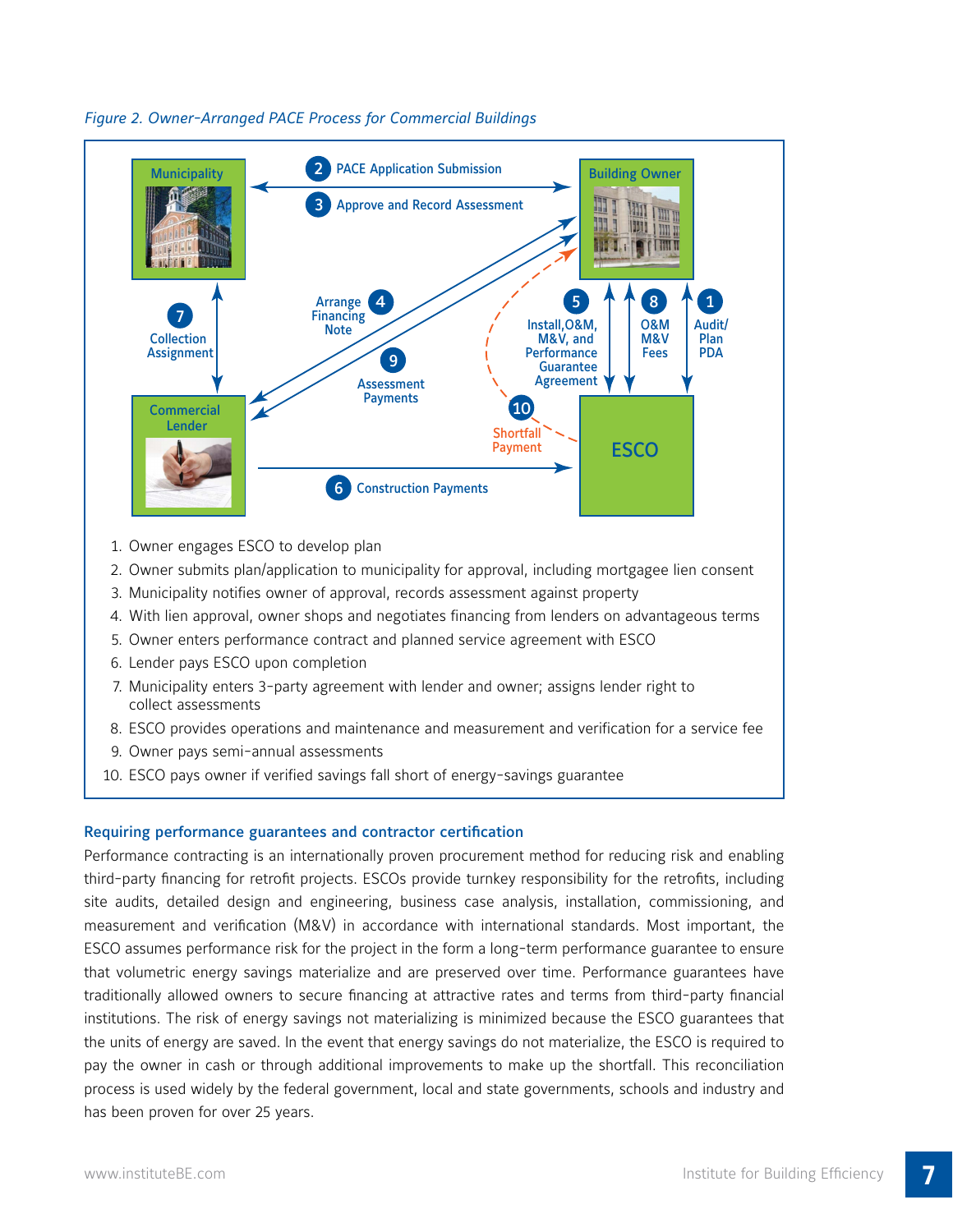*Figure 2. Owner-Arranged PACE Process for Commercial Buildings*

1. Owner engages ESCO to develop plan
2. Owner submits plan/application to municipality for approval, including mortgagee lien consent
3. Municipality notifies owner of approval, records assessment against property
4. With lien approval, owner shops and negotiates financing from lenders on advantageous terms
5. Owner enters performance contract and planned service agreement with ESCO
6. Lender pays ESCO upon completion
7. Municipality enters 3-party agreement with lender and owner; assigns lender right to collect assessments
8. ESCO provides operations and maintenance and measurement and verification for a service fee
9. Owner pays semi-annual assessments
10. ESCO pays owner if verified savings fall short of energy-savings guarantee

### Requiring performance guarantees and contractor certification

Performance contracting is an internationally proven procurement method for reducing risk and enabling third-party financing for retrofit projects. ESCOs provide turnkey responsibility for the retrofits, including site audits, detailed design and engineering, business case analysis, installation, commissioning, and measurement and verification (M&V) in accordance with international standards. Most important, the ESCO assumes performance risk for the project in the form a long-term performance guarantee to ensure that volumetric energy savings materialize and are preserved over time. Performance guarantees have traditionally allowed owners to secure financing at attractive rates and terms from third-party financial institutions. The risk of energy savings not materializing is minimized because the ESCO guarantees that the units of energy are saved. In the event that energy savings do not materialize, the ESCO is required to pay the owner in cash or through additional improvements to make up the shortfall. This reconciliation process is used widely by the federal government, local and state governments, schools and industry and has been proven for over 25 years.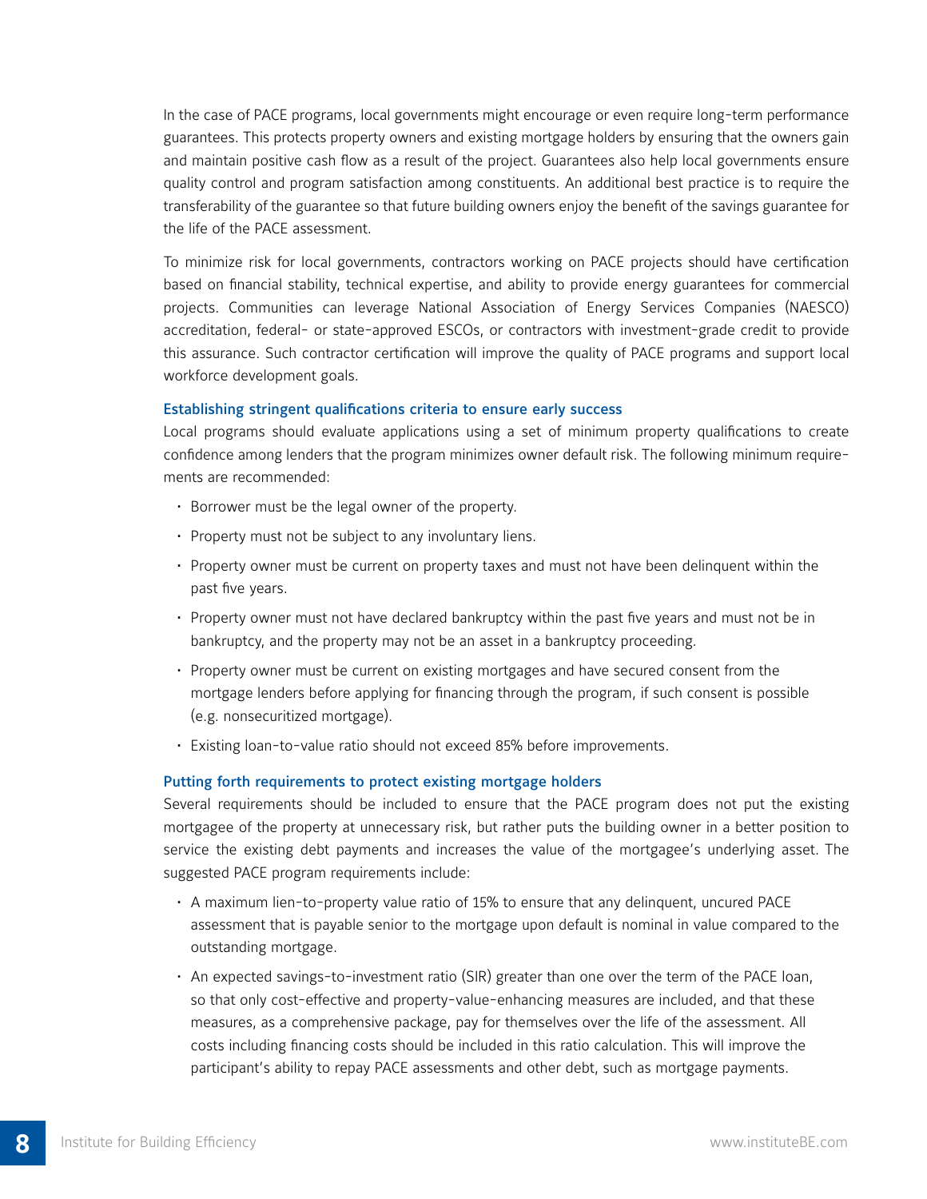In the case of PACE programs, local governments might encourage or even require long-term performance guarantees. This protects property owners and existing mortgage holders by ensuring that the owners gain and maintain positive cash flow as a result of the project. Guarantees also help local governments ensure quality control and program satisfaction among constituents. An additional best practice is to require the transferability of the guarantee so that future building owners enjoy the benefit of the savings guarantee for the life of the PACE assessment.

To minimize risk for local governments, contractors working on PACE projects should have certification based on financial stability, technical expertise, and ability to provide energy guarantees for commercial projects. Communities can leverage National Association of Energy Services Companies (NAESCO) accreditation, federal- or state-approved ESCOs, or contractors with investment-grade credit to provide this assurance. Such contractor certification will improve the quality of PACE programs and support local workforce development goals.

### Establishing stringent qualifications criteria to ensure early success

Local programs should evaluate applications using a set of minimum property qualifications to create confidence among lenders that the program minimizes owner default risk. The following minimum requirements are recommended:

- Borrower must be the legal owner of the property.
- Property must not be subject to any involuntary liens.
- Property owner must be current on property taxes and must not have been delinquent within the past five years.
- Property owner must not have declared bankruptcy within the past five years and must not be in bankruptcy, and the property may not be an asset in a bankruptcy proceeding.
- Property owner must be current on existing mortgages and have secured consent from the mortgage lenders before applying for financing through the program, if such consent is possible (e.g. nonsecuritized mortgage).
- Existing loan-to-value ratio should not exceed 85% before improvements.

### Putting forth requirements to protect existing mortgage holders

Several requirements should be included to ensure that the PACE program does not put the existing mortgagee of the property at unnecessary risk, but rather puts the building owner in a better position to service the existing debt payments and increases the value of the mortgagee's underlying asset. The suggested PACE program requirements include:

- A maximum lien-to-property value ratio of 15% to ensure that any delinquent, uncured PACE assessment that is payable senior to the mortgage upon default is nominal in value compared to the outstanding mortgage.
- An expected savings-to-investment ratio (SIR) greater than one over the term of the PACE loan, so that only cost-effective and property-value-enhancing measures are included, and that these measures, as a comprehensive package, pay for themselves over the life of the assessment. All costs including financing costs should be included in this ratio calculation. This will improve the participant's ability to repay PACE assessments and other debt, such as mortgage payments.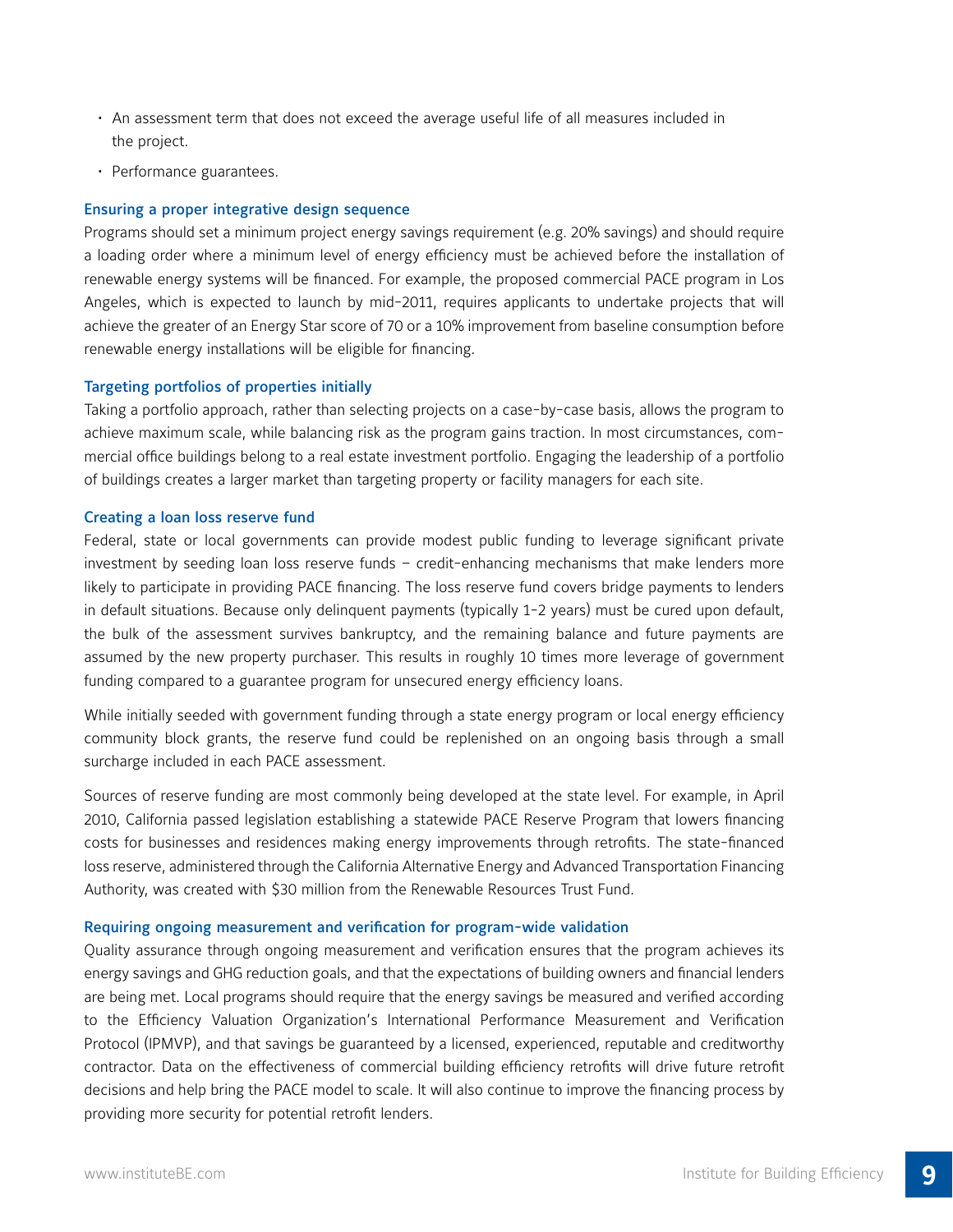- An assessment term that does not exceed the average useful life of all measures included in the project.
- Performance guarantees.

### Ensuring a proper integrative design sequence

Programs should set a minimum project energy savings requirement (e.g. 20% savings) and should require a loading order where a minimum level of energy efficiency must be achieved before the installation of renewable energy systems will be financed. For example, the proposed commercial PACE program in Los Angeles, which is expected to launch by mid-2011, requires applicants to undertake projects that will achieve the greater of an Energy Star score of 70 or a 10% improvement from baseline consumption before renewable energy installations will be eligible for financing.

### Targeting portfolios of properties initially

Taking a portfolio approach, rather than selecting projects on a case-by-case basis, allows the program to achieve maximum scale, while balancing risk as the program gains traction. In most circumstances, commercial office buildings belong to a real estate investment portfolio. Engaging the leadership of a portfolio of buildings creates a larger market than targeting property or facility managers for each site.

### Creating a loan loss reserve fund

Federal, state or local governments can provide modest public funding to leverage significant private investment by seeding loan loss reserve funds – credit-enhancing mechanisms that make lenders more likely to participate in providing PACE financing. The loss reserve fund covers bridge payments to lenders in default situations. Because only delinquent payments (typically 1-2 years) must be cured upon default, the bulk of the assessment survives bankruptcy, and the remaining balance and future payments are assumed by the new property purchaser. This results in roughly 10 times more leverage of government funding compared to a guarantee program for unsecured energy efficiency loans.

While initially seeded with government funding through a state energy program or local energy efficiency community block grants, the reserve fund could be replenished on an ongoing basis through a small surcharge included in each PACE assessment.

Sources of reserve funding are most commonly being developed at the state level. For example, in April 2010, California passed legislation establishing a statewide PACE Reserve Program that lowers financing costs for businesses and residences making energy improvements through retrofits. The state-financed loss reserve, administered through the California Alternative Energy and Advanced Transportation Financing Authority, was created with $30 million from the Renewable Resources Trust Fund.

### Requiring ongoing measurement and verification for program-wide validation

Quality assurance through ongoing measurement and verification ensures that the program achieves its energy savings and GHG reduction goals, and that the expectations of building owners and financial lenders are being met. Local programs should require that the energy savings be measured and verified according to the Efficiency Valuation Organization's International Performance Measurement and Verification Protocol (IPMVP), and that savings be guaranteed by a licensed, experienced, reputable and creditworthy contractor. Data on the effectiveness of commercial building efficiency retrofits will drive future retrofit decisions and help bring the PACE model to scale. It will also continue to improve the financing process by providing more security for potential retrofit lenders.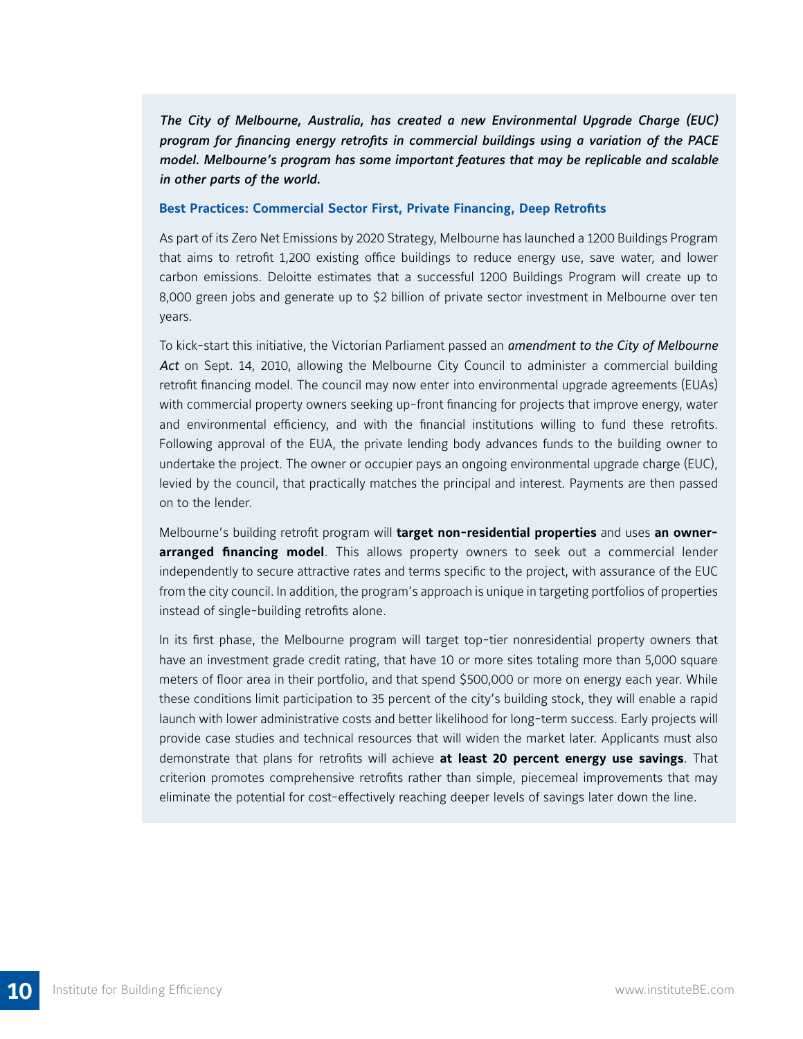***The City of Melbourne, Australia, has created a new Environmental Upgrade Charge (EUC) program for financing energy retrofits in commercial buildings using a variation of the PACE model. Melbourne's program has some important features that may be replicable and scalable in other parts of the world.***

### Best Practices: Commercial Sector First, Private Financing, Deep Retrofits

As part of its Zero Net Emissions by 2020 Strategy, Melbourne has launched a 1200 Buildings Program that aims to retrofit 1,200 existing office buildings to reduce energy use, save water, and lower carbon emissions. Deloitte estimates that a successful 1200 Buildings Program will create up to 8,000 green jobs and generate up to $2 billion of private sector investment in Melbourne over ten years.

To kick-start this initiative, the Victorian Parliament passed an *amendment to the City of Melbourne Act* on Sept. 14, 2010, allowing the Melbourne City Council to administer a commercial building retrofit financing model. The council may now enter into environmental upgrade agreements (EUAs) with commercial property owners seeking up-front financing for projects that improve energy, water and environmental efficiency, and with the financial institutions willing to fund these retrofits. Following approval of the EUA, the private lending body advances funds to the building owner to undertake the project. The owner or occupier pays an ongoing environmental upgrade charge (EUC), levied by the council, that practically matches the principal and interest. Payments are then passed on to the lender.

Melbourne's building retrofit program will **target non-residential properties** and uses **an owner-arranged financing model**. This allows property owners to seek out a commercial lender independently to secure attractive rates and terms specific to the project, with assurance of the EUC from the city council. In addition, the program's approach is unique in targeting portfolios of properties instead of single-building retrofits alone.

In its first phase, the Melbourne program will target top-tier nonresidential property owners that have an investment grade credit rating, that have 10 or more sites totaling more than 5,000 square meters of floor area in their portfolio, and that spend $500,000 or more on energy each year. While these conditions limit participation to 35 percent of the city's building stock, they will enable a rapid launch with lower administrative costs and better likelihood for long-term success. Early projects will provide case studies and technical resources that will widen the market later. Applicants must also demonstrate that plans for retrofits will achieve **at least 20 percent energy use savings**. That criterion promotes comprehensive retrofits rather than simple, piecemeal improvements that may eliminate the potential for cost-effectively reaching deeper levels of savings later down the line.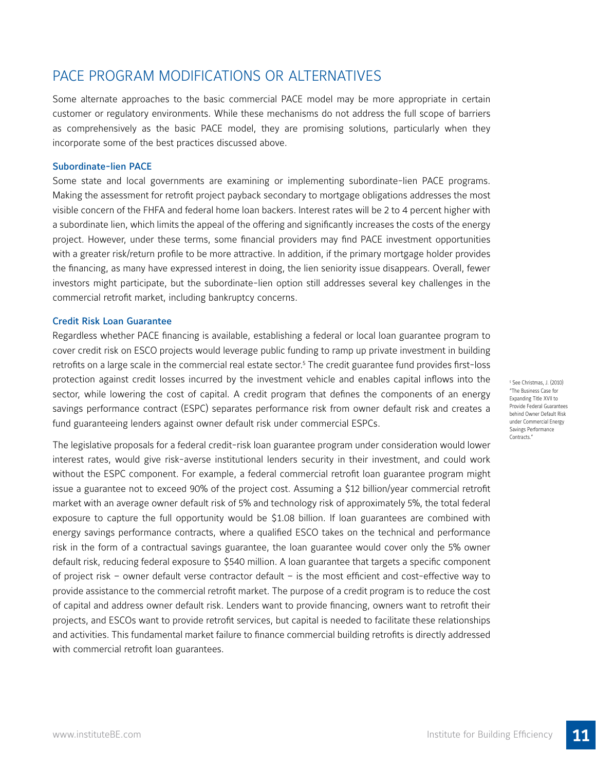## PACE PROGRAM MODIFICATIONS OR ALTERNATIVES

Some alternate approaches to the basic commercial PACE model may be more appropriate in certain customer or regulatory environments. While these mechanisms do not address the full scope of barriers as comprehensively as the basic PACE model, they are promising solutions, particularly when they incorporate some of the best practices discussed above.

### Subordinate-lien PACE

Some state and local governments are examining or implementing subordinate-lien PACE programs. Making the assessment for retrofit project payback secondary to mortgage obligations addresses the most visible concern of the FHFA and federal home loan backers. Interest rates will be 2 to 4 percent higher with a subordinate lien, which limits the appeal of the offering and significantly increases the costs of the energy project. However, under these terms, some financial providers may find PACE investment opportunities with a greater risk/return profile to be more attractive. In addition, if the primary mortgage holder provides the financing, as many have expressed interest in doing, the lien seniority issue disappears. Overall, fewer investors might participate, but the subordinate-lien option still addresses several key challenges in the commercial retrofit market, including bankruptcy concerns.

### Credit Risk Loan Guarantee

Regardless whether PACE financing is available, establishing a federal or local loan guarantee program to cover credit risk on ESCO projects would leverage public funding to ramp up private investment in building retrofits on a large scale in the commercial real estate sector.[5] The credit guarantee fund provides first-loss protection against credit losses incurred by the investment vehicle and enables capital inflows into the sector, while lowering the cost of capital. A credit program that defines the components of an energy savings performance contract (ESPC) separates performance risk from owner default risk and creates a fund guaranteeing lenders against owner default risk under commercial ESPCs.

The legislative proposals for a federal credit-risk loan guarantee program under consideration would lower interest rates, would give risk-averse institutional lenders security in their investment, and could work without the ESPC component. For example, a federal commercial retrofit loan guarantee program might issue a guarantee not to exceed 90% of the project cost. Assuming a $12 billion/year commercial retrofit market with an average owner default risk of 5% and technology risk of approximately 5%, the total federal exposure to capture the full opportunity would be $1.08 billion. If loan guarantees are combined with energy savings performance contracts, where a qualified ESCO takes on the technical and performance risk in the form of a contractual savings guarantee, the loan guarantee would cover only the 5% owner default risk, reducing federal exposure to $540 million. A loan guarantee that targets a specific component of project risk – owner default verse contractor default – is the most efficient and cost-effective way to provide assistance to the commercial retrofit market. The purpose of a credit program is to reduce the cost of capital and address owner default risk. Lenders want to provide financing, owners want to retrofit their projects, and ESCOs want to provide retrofit services, but capital is needed to facilitate these relationships and activities. This fundamental market failure to finance commercial building retrofits is directly addressed with commercial retrofit loan guarantees.

[5] See Christmas, J. (2010) "The Business Case for Expanding Title XVII to Provide Federal Guarantees behind Owner Default Risk under Commercial Energy Savings Performance Contracts."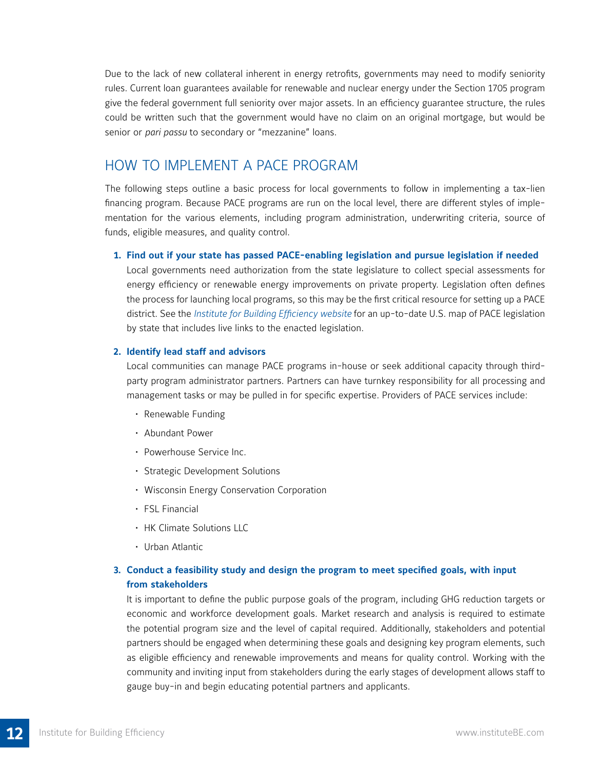Due to the lack of new collateral inherent in energy retrofits, governments may need to modify seniority rules. Current loan guarantees available for renewable and nuclear energy under the Section 1705 program give the federal government full seniority over major assets. In an efficiency guarantee structure, the rules could be written such that the government would have no claim on an original mortgage, but would be senior or *pari passu* to secondary or "mezzanine" loans.

## HOW TO IMPLEMENT A PACE PROGRAM

The following steps outline a basic process for local governments to follow in implementing a tax-lien financing program. Because PACE programs are run on the local level, there are different styles of implementation for the various elements, including program administration, underwriting criteria, source of funds, eligible measures, and quality control.

1. **Find out if your state has passed PACE-enabling legislation and pursue legislation if needed**

   Local governments need authorization from the state legislature to collect special assessments for energy efficiency or renewable energy improvements on private property. Legislation often defines the process for launching local programs, so this may be the first critical resource for setting up a PACE district. See the *Institute for Building Efficiency website* for an up-to-date U.S. map of PACE legislation by state that includes live links to the enacted legislation.

2. **Identify lead staff and advisors**

   Local communities can manage PACE programs in-house or seek additional capacity through third-party program administrator partners. Partners can have turnkey responsibility for all processing and management tasks or may be pulled in for specific expertise. Providers of PACE services include:

   - Renewable Funding
   - Abundant Power
   - Powerhouse Service Inc.
   - Strategic Development Solutions
   - Wisconsin Energy Conservation Corporation
   - FSL Financial
   - HK Climate Solutions LLC
   - Urban Atlantic

3. **Conduct a feasibility study and design the program to meet specified goals, with input from stakeholders**

   It is important to define the public purpose goals of the program, including GHG reduction targets or economic and workforce development goals. Market research and analysis is required to estimate the potential program size and the level of capital required. Additionally, stakeholders and potential partners should be engaged when determining these goals and designing key program elements, such as eligible efficiency and renewable improvements and means for quality control. Working with the community and inviting input from stakeholders during the early stages of development allows staff to gauge buy-in and begin educating potential partners and applicants.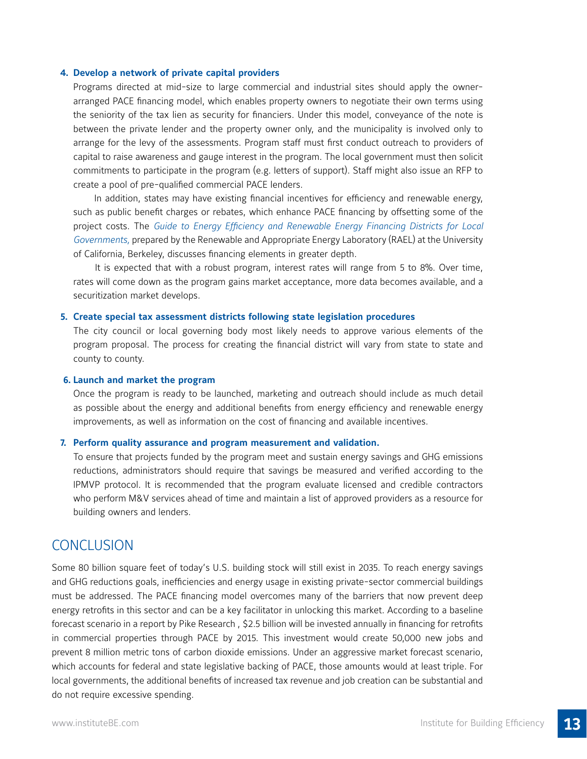4. **Develop a network of private capital providers**

   Programs directed at mid-size to large commercial and industrial sites should apply the owner-arranged PACE financing model, which enables property owners to negotiate their own terms using the seniority of the tax lien as security for financiers. Under this model, conveyance of the note is between the private lender and the property owner only, and the municipality is involved only to arrange for the levy of the assessments. Program staff must first conduct outreach to providers of capital to raise awareness and gauge interest in the program. The local government must then solicit commitments to participate in the program (e.g. letters of support). Staff might also issue an RFP to create a pool of pre-qualified commercial PACE lenders.

   In addition, states may have existing financial incentives for efficiency and renewable energy, such as public benefit charges or rebates, which enhance PACE financing by offsetting some of the project costs. The *Guide to Energy Efficiency and Renewable Energy Financing Districts for Local Governments,* prepared by the Renewable and Appropriate Energy Laboratory (RAEL) at the University of California, Berkeley, discusses financing elements in greater depth.

   It is expected that with a robust program, interest rates will range from 5 to 8%. Over time, rates will come down as the program gains market acceptance, more data becomes available, and a securitization market develops.

5. **Create special tax assessment districts following state legislation procedures**

   The city council or local governing body most likely needs to approve various elements of the program proposal. The process for creating the financial district will vary from state to state and county to county.

6. **Launch and market the program**

   Once the program is ready to be launched, marketing and outreach should include as much detail as possible about the energy and additional benefits from energy efficiency and renewable energy improvements, as well as information on the cost of financing and available incentives.

7. **Perform quality assurance and program measurement and validation.**

   To ensure that projects funded by the program meet and sustain energy savings and GHG emissions reductions, administrators should require that savings be measured and verified according to the IPMVP protocol. It is recommended that the program evaluate licensed and credible contractors who perform M&V services ahead of time and maintain a list of approved providers as a resource for building owners and lenders.

## CONCLUSION

Some 80 billion square feet of today's U.S. building stock will still exist in 2035. To reach energy savings and GHG reductions goals, inefficiencies and energy usage in existing private-sector commercial buildings must be addressed. The PACE financing model overcomes many of the barriers that now prevent deep energy retrofits in this sector and can be a key facilitator in unlocking this market. According to a baseline forecast scenario in a report by Pike Research , $2.5 billion will be invested annually in financing for retrofits in commercial properties through PACE by 2015. This investment would create 50,000 new jobs and prevent 8 million metric tons of carbon dioxide emissions. Under an aggressive market forecast scenario, which accounts for federal and state legislative backing of PACE, those amounts would at least triple. For local governments, the additional benefits of increased tax revenue and job creation can be substantial and do not require excessive spending.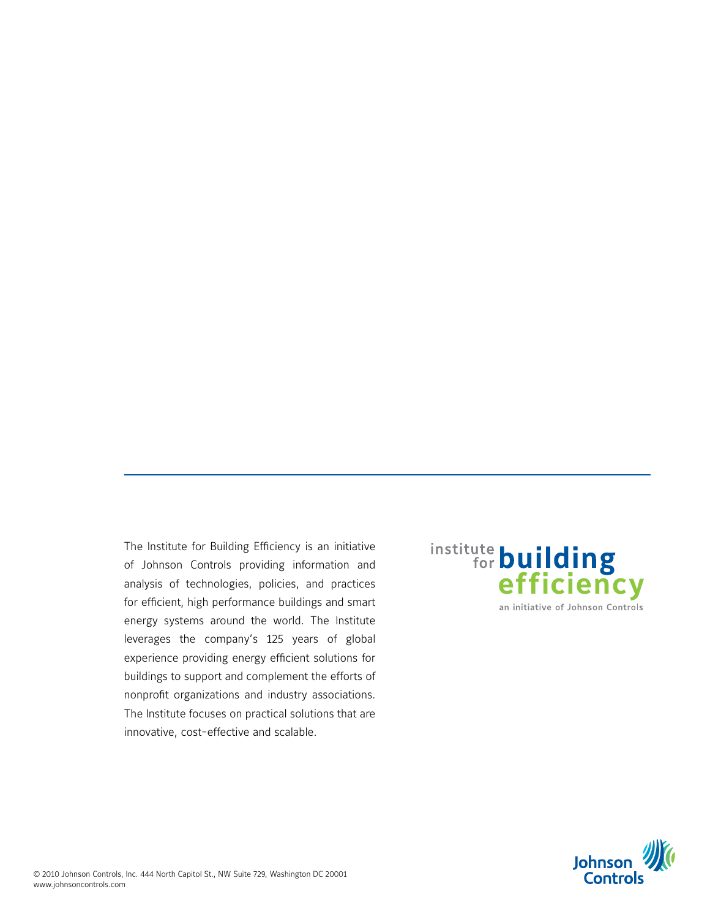The Institute for Building Efficiency is an initiative of Johnson Controls providing information and analysis of technologies, policies, and practices for efficient, high performance buildings and smart energy systems around the world. The Institute leverages the company's 125 years of global experience providing energy efficient solutions for buildings to support and complement the efforts of nonprofit organizations and industry associations. The Institute focuses on practical solutions that are innovative, cost-effective and scalable.

institute for building efficiency

an initiative of Johnson Controls

© 2010 Johnson Controls, Inc. 444 North Capitol St., NW Suite 729, Washington DC 20001
www.johnsoncontrols.com

Johnson Controls